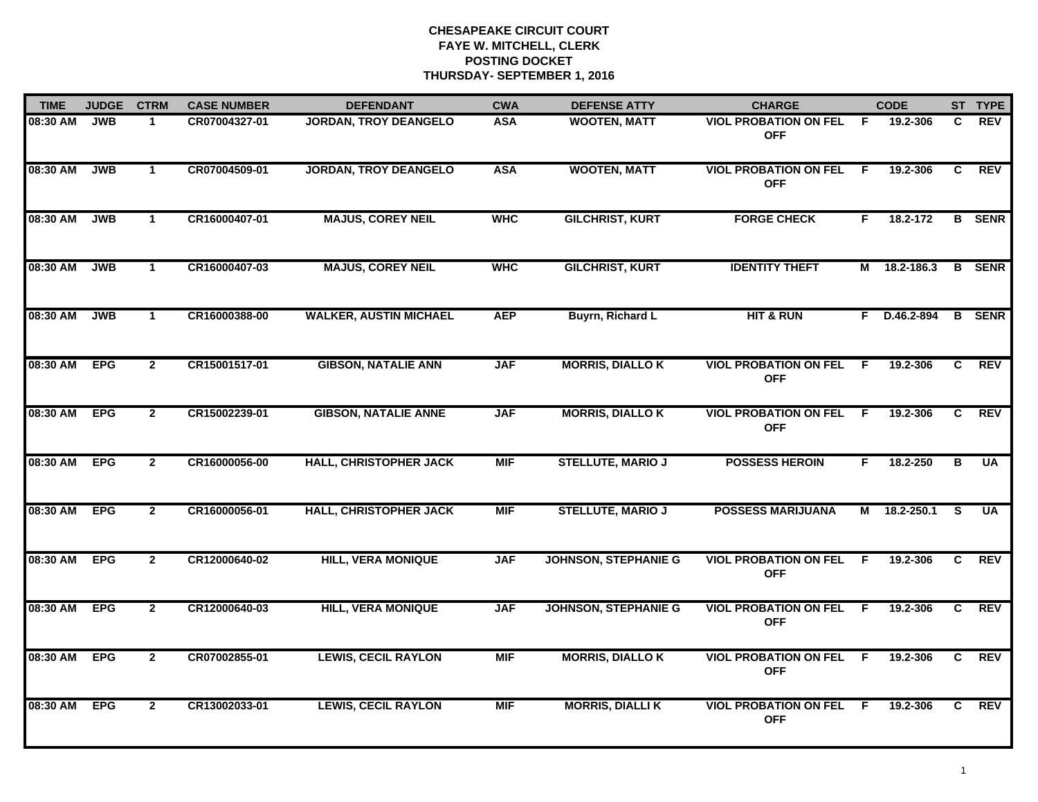**CHESAPEAKE CIRCUIT COURT**
**FAYE W. MITCHELL, CLERK**
**POSTING DOCKET**
**THURSDAY- SEPTEMBER 1, 2016**

| TIME | JUDGE | CTRM | CASE NUMBER | DEFENDANT | CWA | DEFENSE ATTY | CHARGE | | CODE | ST | TYPE |
|---|---|---|---|---|---|---|---|---|---|---|---|
| 08:30 AM | JWB | 1 | CR07004327-01 | JORDAN, TROY DEANGELO | ASA | WOOTEN, MATT | VIOL PROBATION ON FEL OFF | F | 19.2-306 | C | REV |
| 08:30 AM | JWB | 1 | CR07004509-01 | JORDAN, TROY DEANGELO | ASA | WOOTEN, MATT | VIOL PROBATION ON FEL OFF | F | 19.2-306 | C | REV |
| 08:30 AM | JWB | 1 | CR16000407-01 | MAJUS, COREY NEIL | WHC | GILCHRIST, KURT | FORGE CHECK | F | 18.2-172 | B | SENR |
| 08:30 AM | JWB | 1 | CR16000407-03 | MAJUS, COREY NEIL | WHC | GILCHRIST, KURT | IDENTITY THEFT | M | 18.2-186.3 | B | SENR |
| 08:30 AM | JWB | 1 | CR16000388-00 | WALKER, AUSTIN MICHAEL | AEP | Buyrn, Richard L | HIT & RUN | F | D.46.2-894 | B | SENR |
| 08:30 AM | EPG | 2 | CR15001517-01 | GIBSON, NATALIE ANN | JAF | MORRIS, DIALLO K | VIOL PROBATION ON FEL OFF | F | 19.2-306 | C | REV |
| 08:30 AM | EPG | 2 | CR15002239-01 | GIBSON, NATALIE ANNE | JAF | MORRIS, DIALLO K | VIOL PROBATION ON FEL OFF | F | 19.2-306 | C | REV |
| 08:30 AM | EPG | 2 | CR16000056-00 | HALL, CHRISTOPHER JACK | MIF | STELLUTE, MARIO J | POSSESS HEROIN | F | 18.2-250 | B | UA |
| 08:30 AM | EPG | 2 | CR16000056-01 | HALL, CHRISTOPHER JACK | MIF | STELLUTE, MARIO J | POSSESS MARIJUANA | M | 18.2-250.1 | S | UA |
| 08:30 AM | EPG | 2 | CR12000640-02 | HILL, VERA MONIQUE | JAF | JOHNSON, STEPHANIE G | VIOL PROBATION ON FEL OFF | F | 19.2-306 | C | REV |
| 08:30 AM | EPG | 2 | CR12000640-03 | HILL, VERA MONIQUE | JAF | JOHNSON, STEPHANIE G | VIOL PROBATION ON FEL OFF | F | 19.2-306 | C | REV |
| 08:30 AM | EPG | 2 | CR07002855-01 | LEWIS, CECIL RAYLON | MIF | MORRIS, DIALLO K | VIOL PROBATION ON FEL OFF | F | 19.2-306 | C | REV |
| 08:30 AM | EPG | 2 | CR13002033-01 | LEWIS, CECIL RAYLON | MIF | MORRIS, DIALLI K | VIOL PROBATION ON FEL OFF | F | 19.2-306 | C | REV |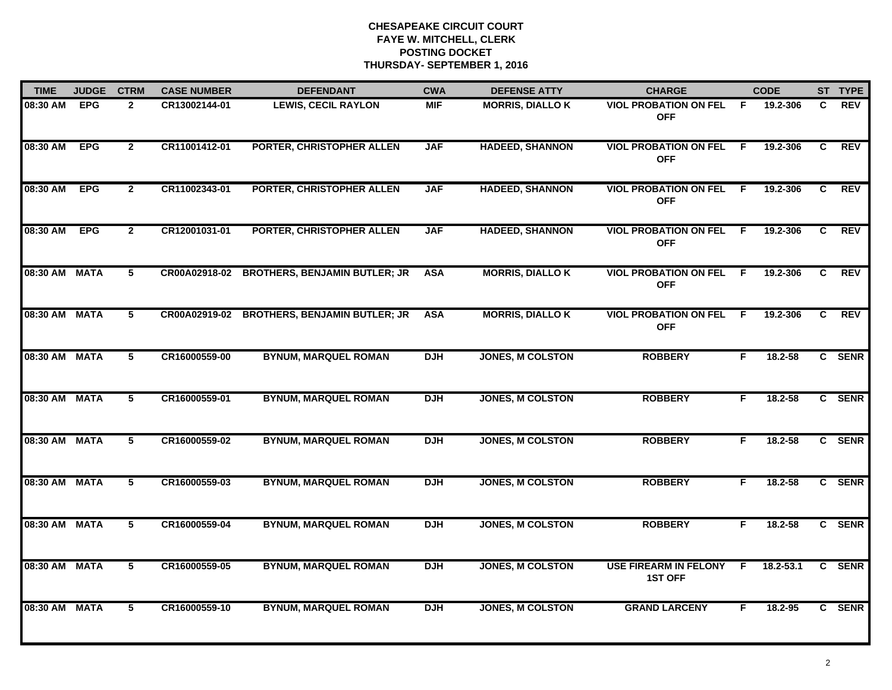# CHESAPEAKE CIRCUIT COURT
## FAYE W. MITCHELL, CLERK
## POSTING DOCKET
## THURSDAY- SEPTEMBER 1, 2016

| TIME | JUDGE | CTRM | CASE NUMBER | DEFENDANT | CWA | DEFENSE ATTY | CHARGE | | CODE | ST | TYPE |
|---|---|---|---|---|---|---|---|---|---|---|---|
| 08:30 AM | EPG | 2 | CR13002144-01 | LEWIS, CECIL RAYLON | MIF | MORRIS, DIALLO K | VIOL PROBATION ON FEL OFF | F | 19.2-306 | C | REV |
| 08:30 AM | EPG | 2 | CR11001412-01 | PORTER, CHRISTOPHER ALLEN | JAF | HADEED, SHANNON | VIOL PROBATION ON FEL OFF | F | 19.2-306 | C | REV |
| 08:30 AM | EPG | 2 | CR11002343-01 | PORTER, CHRISTOPHER ALLEN | JAF | HADEED, SHANNON | VIOL PROBATION ON FEL OFF | F | 19.2-306 | C | REV |
| 08:30 AM | EPG | 2 | CR12001031-01 | PORTER, CHRISTOPHER ALLEN | JAF | HADEED, SHANNON | VIOL PROBATION ON FEL OFF | F | 19.2-306 | C | REV |
| 08:30 AM | MATA | 5 | CR00A02918-02 | BROTHERS, BENJAMIN BUTLER; JR | ASA | MORRIS, DIALLO K | VIOL PROBATION ON FEL OFF | F | 19.2-306 | C | REV |
| 08:30 AM | MATA | 5 | CR00A02919-02 | BROTHERS, BENJAMIN BUTLER; JR | ASA | MORRIS, DIALLO K | VIOL PROBATION ON FEL OFF | F | 19.2-306 | C | REV |
| 08:30 AM | MATA | 5 | CR16000559-00 | BYNUM, MARQUEL ROMAN | DJH | JONES, M COLSTON | ROBBERY | F | 18.2-58 | C | SENR |
| 08:30 AM | MATA | 5 | CR16000559-01 | BYNUM, MARQUEL ROMAN | DJH | JONES, M COLSTON | ROBBERY | F | 18.2-58 | C | SENR |
| 08:30 AM | MATA | 5 | CR16000559-02 | BYNUM, MARQUEL ROMAN | DJH | JONES, M COLSTON | ROBBERY | F | 18.2-58 | C | SENR |
| 08:30 AM | MATA | 5 | CR16000559-03 | BYNUM, MARQUEL ROMAN | DJH | JONES, M COLSTON | ROBBERY | F | 18.2-58 | C | SENR |
| 08:30 AM | MATA | 5 | CR16000559-04 | BYNUM, MARQUEL ROMAN | DJH | JONES, M COLSTON | ROBBERY | F | 18.2-58 | C | SENR |
| 08:30 AM | MATA | 5 | CR16000559-05 | BYNUM, MARQUEL ROMAN | DJH | JONES, M COLSTON | USE FIREARM IN FELONY 1ST OFF | F | 18.2-53.1 | C | SENR |
| 08:30 AM | MATA | 5 | CR16000559-10 | BYNUM, MARQUEL ROMAN | DJH | JONES, M COLSTON | GRAND LARCENY | F | 18.2-95 | C | SENR |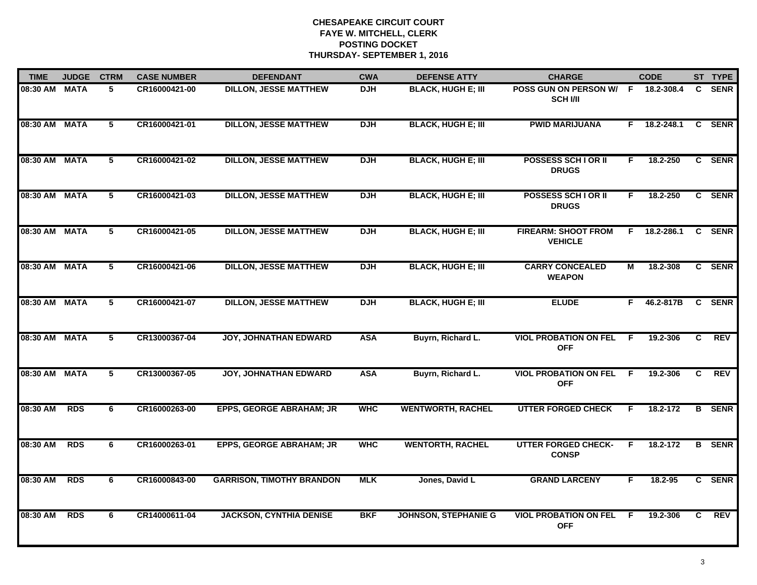**CHESAPEAKE CIRCUIT COURT**
**FAYE W. MITCHELL, CLERK**
**POSTING DOCKET**
**THURSDAY- SEPTEMBER 1, 2016**

| TIME | JUDGE | CTRM | CASE NUMBER | DEFENDANT | CWA | DEFENSE ATTY | CHARGE | | CODE | ST | TYPE |
|---|---|---|---|---|---|---|---|---|---|---|---|
| 08:30 AM | MATA | 5 | CR16000421-00 | DILLON, JESSE MATTHEW | DJH | BLACK, HUGH E; III | POSS GUN ON PERSON W/ SCH I/II | F | 18.2-308.4 | C | SENR |
| 08:30 AM | MATA | 5 | CR16000421-01 | DILLON, JESSE MATTHEW | DJH | BLACK, HUGH E; III | PWID MARIJUANA | F | 18.2-248.1 | C | SENR |
| 08:30 AM | MATA | 5 | CR16000421-02 | DILLON, JESSE MATTHEW | DJH | BLACK, HUGH E; III | POSSESS SCH I OR II DRUGS | F | 18.2-250 | C | SENR |
| 08:30 AM | MATA | 5 | CR16000421-03 | DILLON, JESSE MATTHEW | DJH | BLACK, HUGH E; III | POSSESS SCH I OR II DRUGS | F | 18.2-250 | C | SENR |
| 08:30 AM | MATA | 5 | CR16000421-05 | DILLON, JESSE MATTHEW | DJH | BLACK, HUGH E; III | FIREARM: SHOOT FROM VEHICLE | F | 18.2-286.1 | C | SENR |
| 08:30 AM | MATA | 5 | CR16000421-06 | DILLON, JESSE MATTHEW | DJH | BLACK, HUGH E; III | CARRY CONCEALED WEAPON | M | 18.2-308 | C | SENR |
| 08:30 AM | MATA | 5 | CR16000421-07 | DILLON, JESSE MATTHEW | DJH | BLACK, HUGH E; III | ELUDE | F | 46.2-817B | C | SENR |
| 08:30 AM | MATA | 5 | CR13000367-04 | JOY, JOHNATHAN EDWARD | ASA | Buyrn, Richard L. | VIOL PROBATION ON FEL OFF | F | 19.2-306 | C | REV |
| 08:30 AM | MATA | 5 | CR13000367-05 | JOY, JOHNATHAN EDWARD | ASA | Buyrn, Richard L. | VIOL PROBATION ON FEL OFF | F | 19.2-306 | C | REV |
| 08:30 AM | RDS | 6 | CR16000263-00 | EPPS, GEORGE ABRAHAM; JR | WHC | WENTWORTH, RACHEL | UTTER FORGED CHECK | F | 18.2-172 | B | SENR |
| 08:30 AM | RDS | 6 | CR16000263-01 | EPPS, GEORGE ABRAHAM; JR | WHC | WENTORTH, RACHEL | UTTER FORGED CHECK-CONSP | F | 18.2-172 | B | SENR |
| 08:30 AM | RDS | 6 | CR16000843-00 | GARRISON, TIMOTHY BRANDON | MLK | Jones, David L | GRAND LARCENY | F | 18.2-95 | C | SENR |
| 08:30 AM | RDS | 6 | CR14000611-04 | JACKSON, CYNTHIA DENISE | BKF | JOHNSON, STEPHANIE G | VIOL PROBATION ON FEL OFF | F | 19.2-306 | C | REV |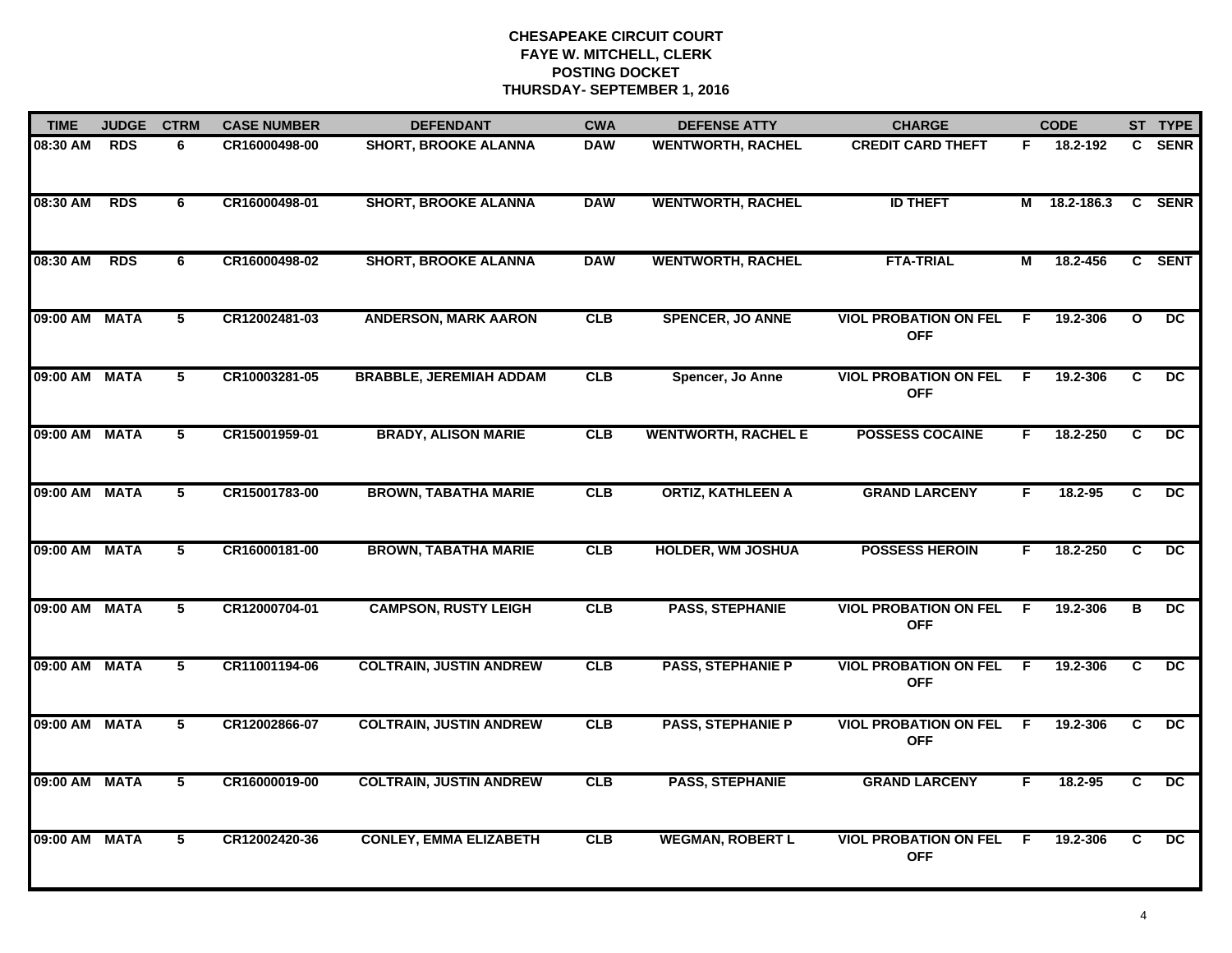# CHESAPEAKE CIRCUIT COURT
## FAYE W. MITCHELL, CLERK
## POSTING DOCKET
## THURSDAY- SEPTEMBER 1, 2016

| TIME | JUDGE | CTRM | CASE NUMBER | DEFENDANT | CWA | DEFENSE ATTY | CHARGE | | CODE | ST | TYPE |
|---|---|---|---|---|---|---|---|---|---|---|---|
| 08:30 AM | RDS | 6 | CR16000498-00 | SHORT, BROOKE ALANNA | DAW | WENTWORTH, RACHEL | CREDIT CARD THEFT | F | 18.2-192 | C | SENR |
| 08:30 AM | RDS | 6 | CR16000498-01 | SHORT, BROOKE ALANNA | DAW | WENTWORTH, RACHEL | ID THEFT | M | 18.2-186.3 | C | SENR |
| 08:30 AM | RDS | 6 | CR16000498-02 | SHORT, BROOKE ALANNA | DAW | WENTWORTH, RACHEL | FTA-TRIAL | M | 18.2-456 | C | SENT |
| 09:00 AM | MATA | 5 | CR12002481-03 | ANDERSON, MARK AARON | CLB | SPENCER, JO ANNE | VIOL PROBATION ON FEL OFF | F | 19.2-306 | O | DC |
| 09:00 AM | MATA | 5 | CR10003281-05 | BRABBLE, JEREMIAH ADDAM | CLB | Spencer, Jo Anne | VIOL PROBATION ON FEL OFF | F | 19.2-306 | C | DC |
| 09:00 AM | MATA | 5 | CR15001959-01 | BRADY, ALISON MARIE | CLB | WENTWORTH, RACHEL E | POSSESS COCAINE | F | 18.2-250 | C | DC |
| 09:00 AM | MATA | 5 | CR15001783-00 | BROWN, TABATHA MARIE | CLB | ORTIZ, KATHLEEN A | GRAND LARCENY | F | 18.2-95 | C | DC |
| 09:00 AM | MATA | 5 | CR16000181-00 | BROWN, TABATHA MARIE | CLB | HOLDER, WM JOSHUA | POSSESS HEROIN | F | 18.2-250 | C | DC |
| 09:00 AM | MATA | 5 | CR12000704-01 | CAMPSON, RUSTY LEIGH | CLB | PASS, STEPHANIE | VIOL PROBATION ON FEL OFF | F | 19.2-306 | B | DC |
| 09:00 AM | MATA | 5 | CR11001194-06 | COLTRAIN, JUSTIN ANDREW | CLB | PASS, STEPHANIE P | VIOL PROBATION ON FEL OFF | F | 19.2-306 | C | DC |
| 09:00 AM | MATA | 5 | CR12002866-07 | COLTRAIN, JUSTIN ANDREW | CLB | PASS, STEPHANIE P | VIOL PROBATION ON FEL OFF | F | 19.2-306 | C | DC |
| 09:00 AM | MATA | 5 | CR16000019-00 | COLTRAIN, JUSTIN ANDREW | CLB | PASS, STEPHANIE | GRAND LARCENY | F | 18.2-95 | C | DC |
| 09:00 AM | MATA | 5 | CR12002420-36 | CONLEY, EMMA ELIZABETH | CLB | WEGMAN, ROBERT L | VIOL PROBATION ON FEL OFF | F | 19.2-306 | C | DC |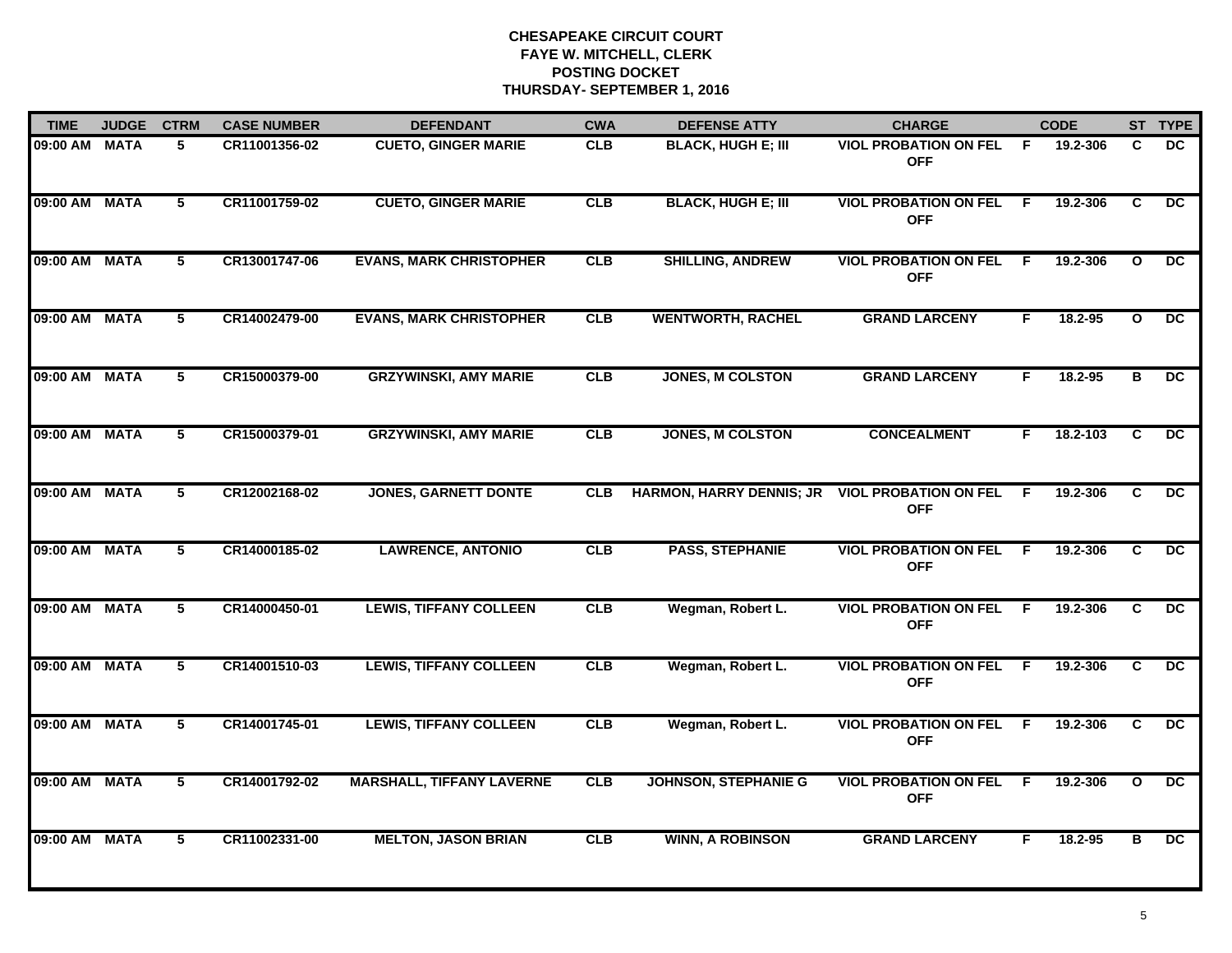# CHESAPEAKE CIRCUIT COURT
## FAYE W. MITCHELL, CLERK
## POSTING DOCKET
## THURSDAY- SEPTEMBER 1, 2016

| TIME | JUDGE | CTRM | CASE NUMBER | DEFENDANT | CWA | DEFENSE ATTY | CHARGE | | CODE | ST | TYPE |
|---|---|---|---|---|---|---|---|---|---|---|---|
| 09:00 AM | MATA | 5 | CR11001356-02 | CUETO, GINGER MARIE | CLB | BLACK, HUGH E; III | VIOL PROBATION ON FEL OFF | F | 19.2-306 | C | DC |
| 09:00 AM | MATA | 5 | CR11001759-02 | CUETO, GINGER MARIE | CLB | BLACK, HUGH E; III | VIOL PROBATION ON FEL OFF | F | 19.2-306 | C | DC |
| 09:00 AM | MATA | 5 | CR13001747-06 | EVANS, MARK CHRISTOPHER | CLB | SHILLING, ANDREW | VIOL PROBATION ON FEL OFF | F | 19.2-306 | O | DC |
| 09:00 AM | MATA | 5 | CR14002479-00 | EVANS, MARK CHRISTOPHER | CLB | WENTWORTH, RACHEL | GRAND LARCENY | F | 18.2-95 | O | DC |
| 09:00 AM | MATA | 5 | CR15000379-00 | GRZYWINSKI, AMY MARIE | CLB | JONES, M COLSTON | GRAND LARCENY | F | 18.2-95 | B | DC |
| 09:00 AM | MATA | 5 | CR15000379-01 | GRZYWINSKI, AMY MARIE | CLB | JONES, M COLSTON | CONCEALMENT | F | 18.2-103 | C | DC |
| 09:00 AM | MATA | 5 | CR12002168-02 | JONES, GARNETT DONTE | CLB | HARMON, HARRY DENNIS; JR | VIOL PROBATION ON FEL OFF | F | 19.2-306 | C | DC |
| 09:00 AM | MATA | 5 | CR14000185-02 | LAWRENCE, ANTONIO | CLB | PASS, STEPHANIE | VIOL PROBATION ON FEL OFF | F | 19.2-306 | C | DC |
| 09:00 AM | MATA | 5 | CR14000450-01 | LEWIS, TIFFANY COLLEEN | CLB | Wegman, Robert L. | VIOL PROBATION ON FEL OFF | F | 19.2-306 | C | DC |
| 09:00 AM | MATA | 5 | CR14001510-03 | LEWIS, TIFFANY COLLEEN | CLB | Wegman, Robert L. | VIOL PROBATION ON FEL OFF | F | 19.2-306 | C | DC |
| 09:00 AM | MATA | 5 | CR14001745-01 | LEWIS, TIFFANY COLLEEN | CLB | Wegman, Robert L. | VIOL PROBATION ON FEL OFF | F | 19.2-306 | C | DC |
| 09:00 AM | MATA | 5 | CR14001792-02 | MARSHALL, TIFFANY LAVERNE | CLB | JOHNSON, STEPHANIE G | VIOL PROBATION ON FEL OFF | F | 19.2-306 | O | DC |
| 09:00 AM | MATA | 5 | CR11002331-00 | MELTON, JASON BRIAN | CLB | WINN, A ROBINSON | GRAND LARCENY | F | 18.2-95 | B | DC |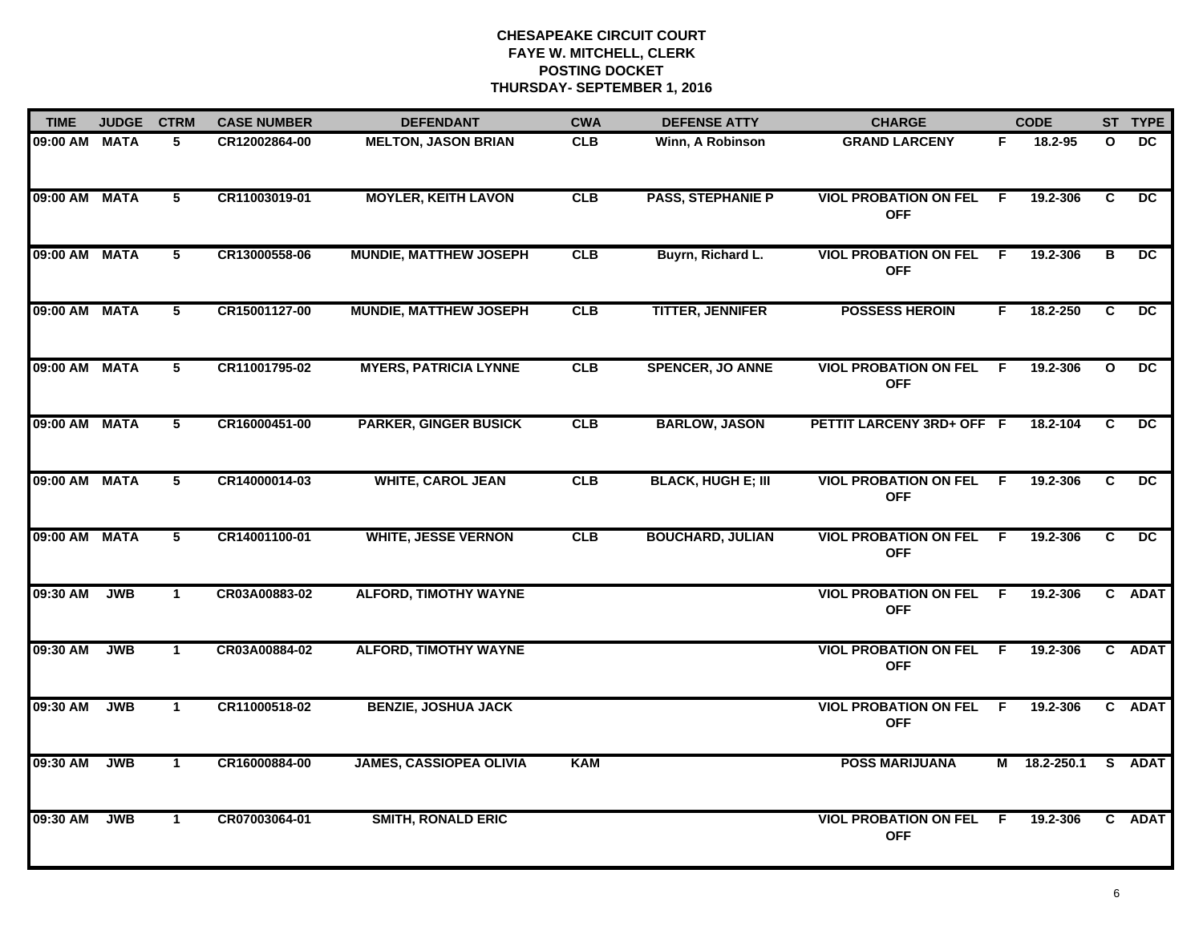# CHESAPEAKE CIRCUIT COURT
## FAYE W. MITCHELL, CLERK
## POSTING DOCKET
## THURSDAY- SEPTEMBER 1, 2016

| TIME | JUDGE | CTRM | CASE NUMBER | DEFENDANT | CWA | DEFENSE ATTY | CHARGE | | CODE | ST | TYPE |
|---|---|---|---|---|---|---|---|---|---|---|---|
| 09:00 AM | MATA | 5 | CR12002864-00 | MELTON, JASON BRIAN | CLB | Winn, A Robinson | GRAND LARCENY | F | 18.2-95 | O | DC |
| 09:00 AM | MATA | 5 | CR11003019-01 | MOYLER, KEITH LAVON | CLB | PASS, STEPHANIE P | VIOL PROBATION ON FEL OFF | F | 19.2-306 | C | DC |
| 09:00 AM | MATA | 5 | CR13000558-06 | MUNDIE, MATTHEW JOSEPH | CLB | Buyrn, Richard L. | VIOL PROBATION ON FEL OFF | F | 19.2-306 | B | DC |
| 09:00 AM | MATA | 5 | CR15001127-00 | MUNDIE, MATTHEW JOSEPH | CLB | TITTER, JENNIFER | POSSESS HEROIN | F | 18.2-250 | C | DC |
| 09:00 AM | MATA | 5 | CR11001795-02 | MYERS, PATRICIA LYNNE | CLB | SPENCER, JO ANNE | VIOL PROBATION ON FEL OFF | F | 19.2-306 | O | DC |
| 09:00 AM | MATA | 5 | CR16000451-00 | PARKER, GINGER BUSICK | CLB | BARLOW, JASON | PETTIT LARCENY 3RD+ OFF | F | 18.2-104 | C | DC |
| 09:00 AM | MATA | 5 | CR14000014-03 | WHITE, CAROL JEAN | CLB | BLACK, HUGH E; III | VIOL PROBATION ON FEL OFF | F | 19.2-306 | C | DC |
| 09:00 AM | MATA | 5 | CR14001100-01 | WHITE, JESSE VERNON | CLB | BOUCHARD, JULIAN | VIOL PROBATION ON FEL OFF | F | 19.2-306 | C | DC |
| 09:30 AM | JWB | 1 | CR03A00883-02 | ALFORD, TIMOTHY WAYNE | | | VIOL PROBATION ON FEL OFF | F | 19.2-306 | C | ADAT |
| 09:30 AM | JWB | 1 | CR03A00884-02 | ALFORD, TIMOTHY WAYNE | | | VIOL PROBATION ON FEL OFF | F | 19.2-306 | C | ADAT |
| 09:30 AM | JWB | 1 | CR11000518-02 | BENZIE, JOSHUA JACK | | | VIOL PROBATION ON FEL OFF | F | 19.2-306 | C | ADAT |
| 09:30 AM | JWB | 1 | CR16000884-00 | JAMES, CASSIOPEA OLIVIA | KAM | | POSS MARIJUANA | M | 18.2-250.1 | S | ADAT |
| 09:30 AM | JWB | 1 | CR07003064-01 | SMITH, RONALD ERIC | | | VIOL PROBATION ON FEL OFF | F | 19.2-306 | C | ADAT |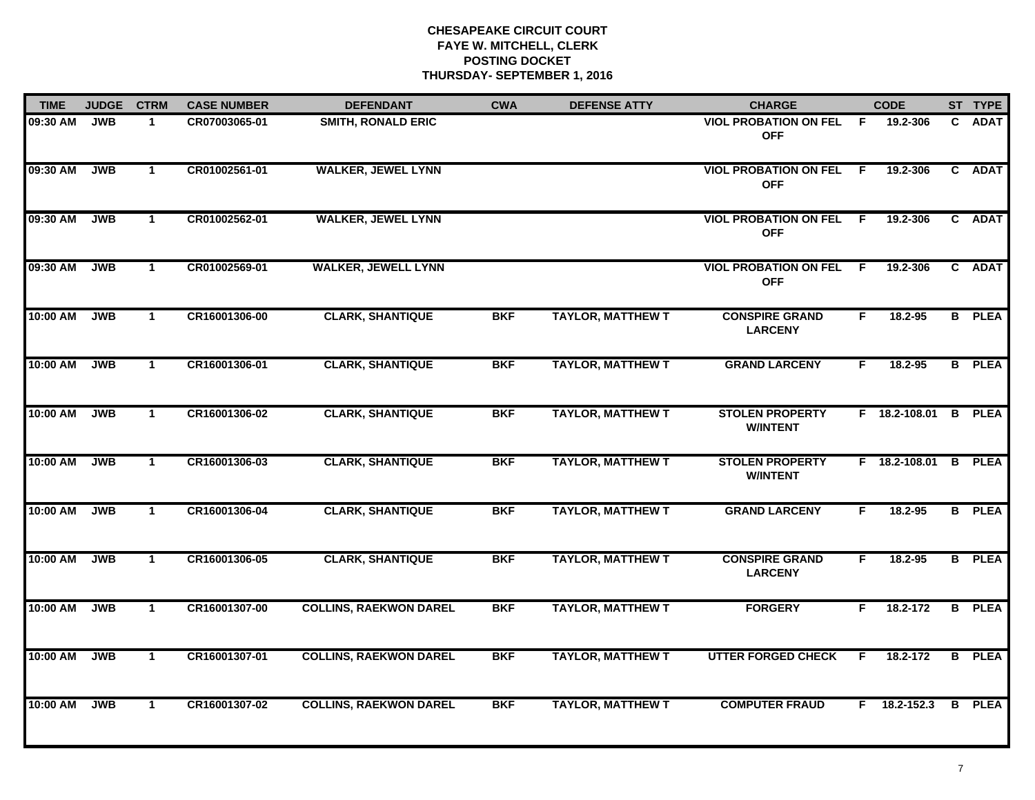# CHESAPEAKE CIRCUIT COURT
## FAYE W. MITCHELL, CLERK
## POSTING DOCKET
## THURSDAY- SEPTEMBER 1, 2016

| TIME | JUDGE | CTRM | CASE NUMBER | DEFENDANT | CWA | DEFENSE ATTY | CHARGE | | CODE | ST | TYPE |
|---|---|---|---|---|---|---|---|---|---|---|---|
| 09:30 AM | JWB | 1 | CR07003065-01 | SMITH, RONALD ERIC | | | VIOL PROBATION ON FEL OFF | F | 19.2-306 | C | ADAT |
| 09:30 AM | JWB | 1 | CR01002561-01 | WALKER, JEWEL LYNN | | | VIOL PROBATION ON FEL OFF | F | 19.2-306 | C | ADAT |
| 09:30 AM | JWB | 1 | CR01002562-01 | WALKER, JEWEL LYNN | | | VIOL PROBATION ON FEL OFF | F | 19.2-306 | C | ADAT |
| 09:30 AM | JWB | 1 | CR01002569-01 | WALKER, JEWELL LYNN | | | VIOL PROBATION ON FEL OFF | F | 19.2-306 | C | ADAT |
| 10:00 AM | JWB | 1 | CR16001306-00 | CLARK, SHANTIQUE | BKF | TAYLOR, MATTHEW T | CONSPIRE GRAND LARCENY | F | 18.2-95 | B | PLEA |
| 10:00 AM | JWB | 1 | CR16001306-01 | CLARK, SHANTIQUE | BKF | TAYLOR, MATTHEW T | GRAND LARCENY | F | 18.2-95 | B | PLEA |
| 10:00 AM | JWB | 1 | CR16001306-02 | CLARK, SHANTIQUE | BKF | TAYLOR, MATTHEW T | STOLEN PROPERTY W/INTENT | F | 18.2-108.01 | B | PLEA |
| 10:00 AM | JWB | 1 | CR16001306-03 | CLARK, SHANTIQUE | BKF | TAYLOR, MATTHEW T | STOLEN PROPERTY W/INTENT | F | 18.2-108.01 | B | PLEA |
| 10:00 AM | JWB | 1 | CR16001306-04 | CLARK, SHANTIQUE | BKF | TAYLOR, MATTHEW T | GRAND LARCENY | F | 18.2-95 | B | PLEA |
| 10:00 AM | JWB | 1 | CR16001306-05 | CLARK, SHANTIQUE | BKF | TAYLOR, MATTHEW T | CONSPIRE GRAND LARCENY | F | 18.2-95 | B | PLEA |
| 10:00 AM | JWB | 1 | CR16001307-00 | COLLINS, RAEKWON DAREL | BKF | TAYLOR, MATTHEW T | FORGERY | F | 18.2-172 | B | PLEA |
| 10:00 AM | JWB | 1 | CR16001307-01 | COLLINS, RAEKWON DAREL | BKF | TAYLOR, MATTHEW T | UTTER FORGED CHECK | F | 18.2-172 | B | PLEA |
| 10:00 AM | JWB | 1 | CR16001307-02 | COLLINS, RAEKWON DAREL | BKF | TAYLOR, MATTHEW T | COMPUTER FRAUD | F | 18.2-152.3 | B | PLEA |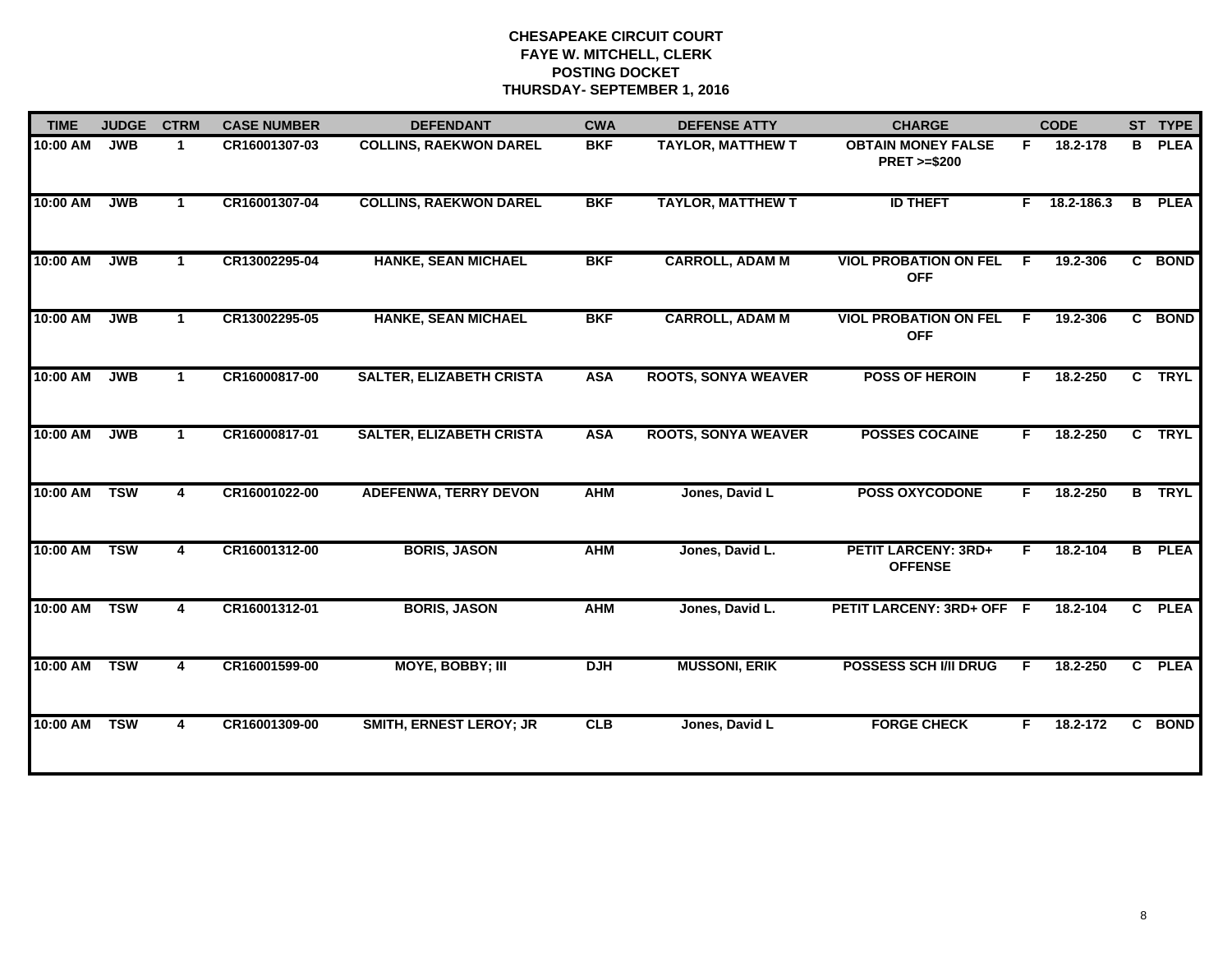# CHESAPEAKE CIRCUIT COURT
## FAYE W. MITCHELL, CLERK
## POSTING DOCKET
## THURSDAY- SEPTEMBER 1, 2016

| TIME | JUDGE | CTRM | CASE NUMBER | DEFENDANT | CWA | DEFENSE ATTY | CHARGE | | CODE | ST | TYPE |
|---|---|---|---|---|---|---|---|---|---|---|---|
| 10:00 AM | JWB | 1 | CR16001307-03 | COLLINS, RAEKWON DAREL | BKF | TAYLOR, MATTHEW T | OBTAIN MONEY FALSE PRET >=$200 | F | 18.2-178 | B | PLEA |
| 10:00 AM | JWB | 1 | CR16001307-04 | COLLINS, RAEKWON DAREL | BKF | TAYLOR, MATTHEW T | ID THEFT | F | 18.2-186.3 | B | PLEA |
| 10:00 AM | JWB | 1 | CR13002295-04 | HANKE, SEAN MICHAEL | BKF | CARROLL, ADAM M | VIOL PROBATION ON FEL OFF | F | 19.2-306 | C | BOND |
| 10:00 AM | JWB | 1 | CR13002295-05 | HANKE, SEAN MICHAEL | BKF | CARROLL, ADAM M | VIOL PROBATION ON FEL OFF | F | 19.2-306 | C | BOND |
| 10:00 AM | JWB | 1 | CR16000817-00 | SALTER, ELIZABETH CRISTA | ASA | ROOTS, SONYA WEAVER | POSS OF HEROIN | F | 18.2-250 | C | TRYL |
| 10:00 AM | JWB | 1 | CR16000817-01 | SALTER, ELIZABETH CRISTA | ASA | ROOTS, SONYA WEAVER | POSSES COCAINE | F | 18.2-250 | C | TRYL |
| 10:00 AM | TSW | 4 | CR16001022-00 | ADEFENWA, TERRY DEVON | AHM | Jones, David L | POSS OXYCODONE | F | 18.2-250 | B | TRYL |
| 10:00 AM | TSW | 4 | CR16001312-00 | BORIS, JASON | AHM | Jones, David L. | PETIT LARCENY: 3RD+ OFFENSE | F | 18.2-104 | B | PLEA |
| 10:00 AM | TSW | 4 | CR16001312-01 | BORIS, JASON | AHM | Jones, David L. | PETIT LARCENY: 3RD+ OFF | F | 18.2-104 | C | PLEA |
| 10:00 AM | TSW | 4 | CR16001599-00 | MOYE, BOBBY; III | DJH | MUSSONI, ERIK | POSSESS SCH I/II DRUG | F | 18.2-250 | C | PLEA |
| 10:00 AM | TSW | 4 | CR16001309-00 | SMITH, ERNEST LEROY; JR | CLB | Jones, David L | FORGE CHECK | F | 18.2-172 | C | BOND |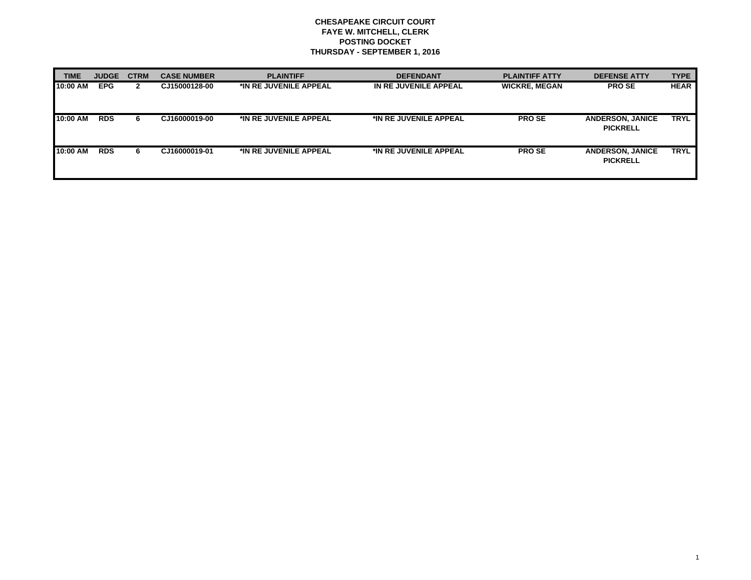**CHESAPEAKE CIRCUIT COURT**
**FAYE W. MITCHELL, CLERK**
**POSTING DOCKET**
**THURSDAY - SEPTEMBER 1, 2016**

| TIME | JUDGE | CTRM | CASE NUMBER | PLAINTIFF | DEFENDANT | PLAINTIFF ATTY | DEFENSE ATTY | TYPE |
|---|---|---|---|---|---|---|---|---|
| 10:00 AM | EPG | 2 | CJ15000128-00 | *IN RE JUVENILE APPEAL | IN RE JUVENILE APPEAL | WICKRE, MEGAN | PRO SE | HEAR |
| 10:00 AM | RDS | 6 | CJ16000019-00 | *IN RE JUVENILE APPEAL | *IN RE JUVENILE APPEAL | PRO SE | ANDERSON, JANICE PICKRELL | TRYL |
| 10:00 AM | RDS | 6 | CJ16000019-01 | *IN RE JUVENILE APPEAL | *IN RE JUVENILE APPEAL | PRO SE | ANDERSON, JANICE PICKRELL | TRYL |